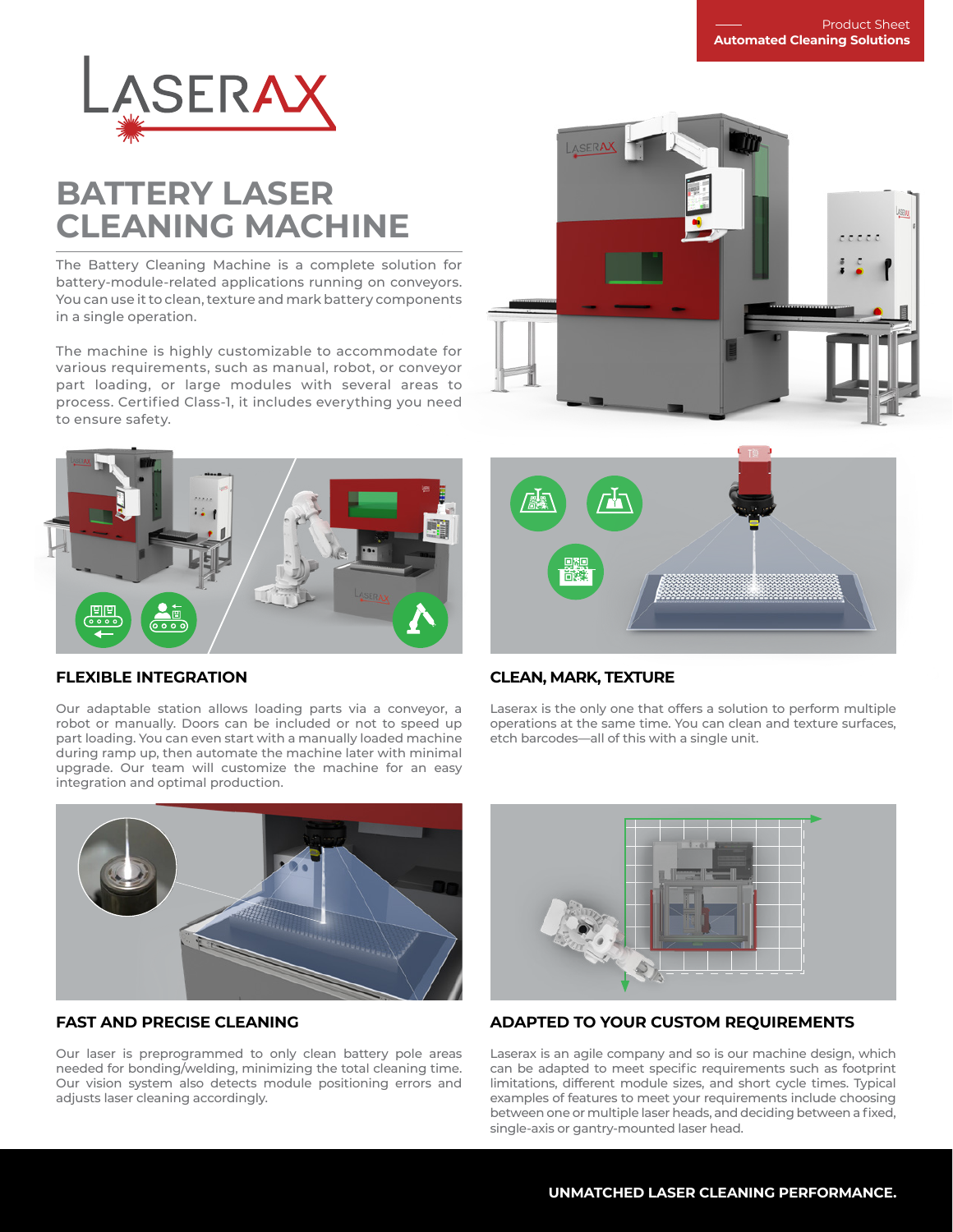Product Sheet
**Automated Cleaning Solutions**

LASERAX

# BATTERY LASER CLEANING MACHINE

The Battery Cleaning Machine is a complete solution for battery-module-related applications running on conveyors. You can use it to clean, texture and mark battery components in a single operation.

The machine is highly customizable to accommodate for various requirements, such as manual, robot, or conveyor part loading, or large modules with several areas to process. Certified Class-1, it includes everything you need to ensure safety.

## FLEXIBLE INTEGRATION

Our adaptable station allows loading parts via a conveyor, a robot or manually. Doors can be included or not to speed up part loading. You can even start with a manually loaded machine during ramp up, then automate the machine later with minimal upgrade. Our team will customize the machine for an easy integration and optimal production.

## CLEAN, MARK, TEXTURE

Laserax is the only one that offers a solution to perform multiple operations at the same time. You can clean and texture surfaces, etch barcodes—all of this with a single unit.

## FAST AND PRECISE CLEANING

Our laser is preprogrammed to only clean battery pole areas needed for bonding/welding, minimizing the total cleaning time. Our vision system also detects module positioning errors and adjusts laser cleaning accordingly.

## ADAPTED TO YOUR CUSTOM REQUIREMENTS

Laserax is an agile company and so is our machine design, which can be adapted to meet specific requirements such as footprint limitations, different module sizes, and short cycle times. Typical examples of features to meet your requirements include choosing between one or multiple laser heads, and deciding between a fixed, single-axis or gantry-mounted laser head.

**UNMATCHED LASER CLEANING PERFORMANCE.**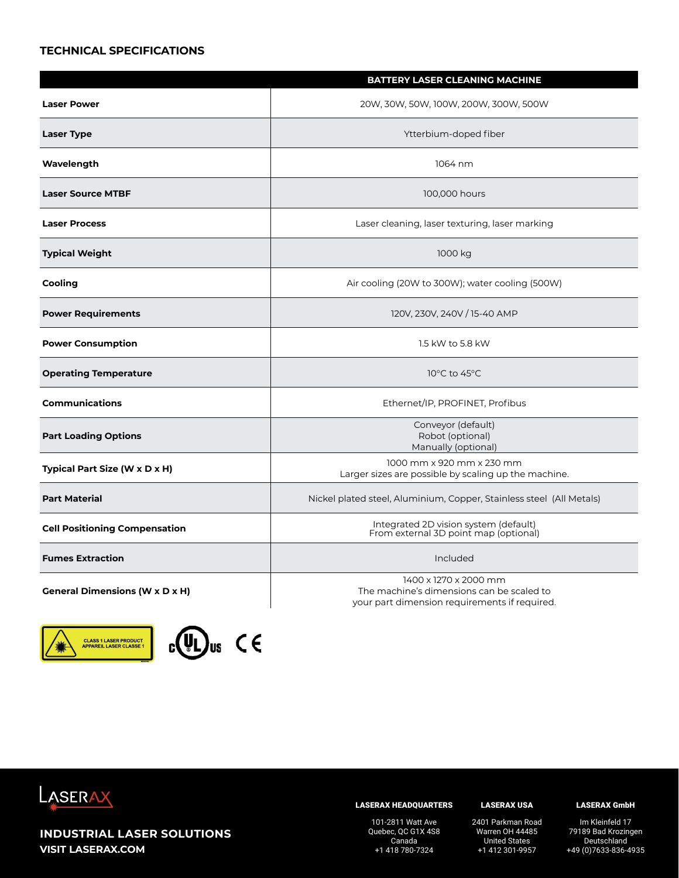## TECHNICAL SPECIFICATIONS

| | BATTERY LASER CLEANING MACHINE |
|---|---|
| **Laser Power** | 20W, 30W, 50W, 100W, 200W, 300W, 500W |
| **Laser Type** | Ytterbium-doped fiber |
| **Wavelength** | 1064 nm |
| **Laser Source MTBF** | 100,000 hours |
| **Laser Process** | Laser cleaning, laser texturing, laser marking |
| **Typical Weight** | 1000 kg |
| **Cooling** | Air cooling (20W to 300W); water cooling (500W) |
| **Power Requirements** | 120V, 230V, 240V / 15-40 AMP |
| **Power Consumption** | 1.5 kW to 5.8 kW |
| **Operating Temperature** | 10°C to 45°C |
| **Communications** | Ethernet/IP, PROFINET, Profibus |
| **Part Loading Options** | Conveyor (default)<br>Robot (optional)<br>Manually (optional) |
| **Typical Part Size (W x D x H)** | 1000 mm x 920 mm x 230 mm<br>Larger sizes are possible by scaling up the machine. |
| **Part Material** | Nickel plated steel, Aluminium, Copper, Stainless steel (All Metals) |
| **Cell Positioning Compensation** | Integrated 2D vision system (default)<br>From external 3D point map (optional) |
| **Fumes Extraction** | Included |
| **General Dimensions (W x D x H)** | 1400 x 1270 x 2000 mm<br>The machine's dimensions can be scaled to your part dimension requirements if required. |

CLASS 1 LASER PRODUCT
APPAREIL LASER CLASSE 1

LASERAX

**INDUSTRIAL LASER SOLUTIONS**
**VISIT LASERAX.COM**

**LASERAX HEADQUARTERS**
101-2811 Watt Ave
Quebec, QC G1X 4S8
Canada
+1 418 780-7324

**LASERAX USA**
2401 Parkman Road
Warren OH 44485
United States
+1 412 301-9957

**LASERAX GmbH**
Im Kleinfeld 17
79189 Bad Krozingen
Deutschland
+49 (0)7633-836-4935